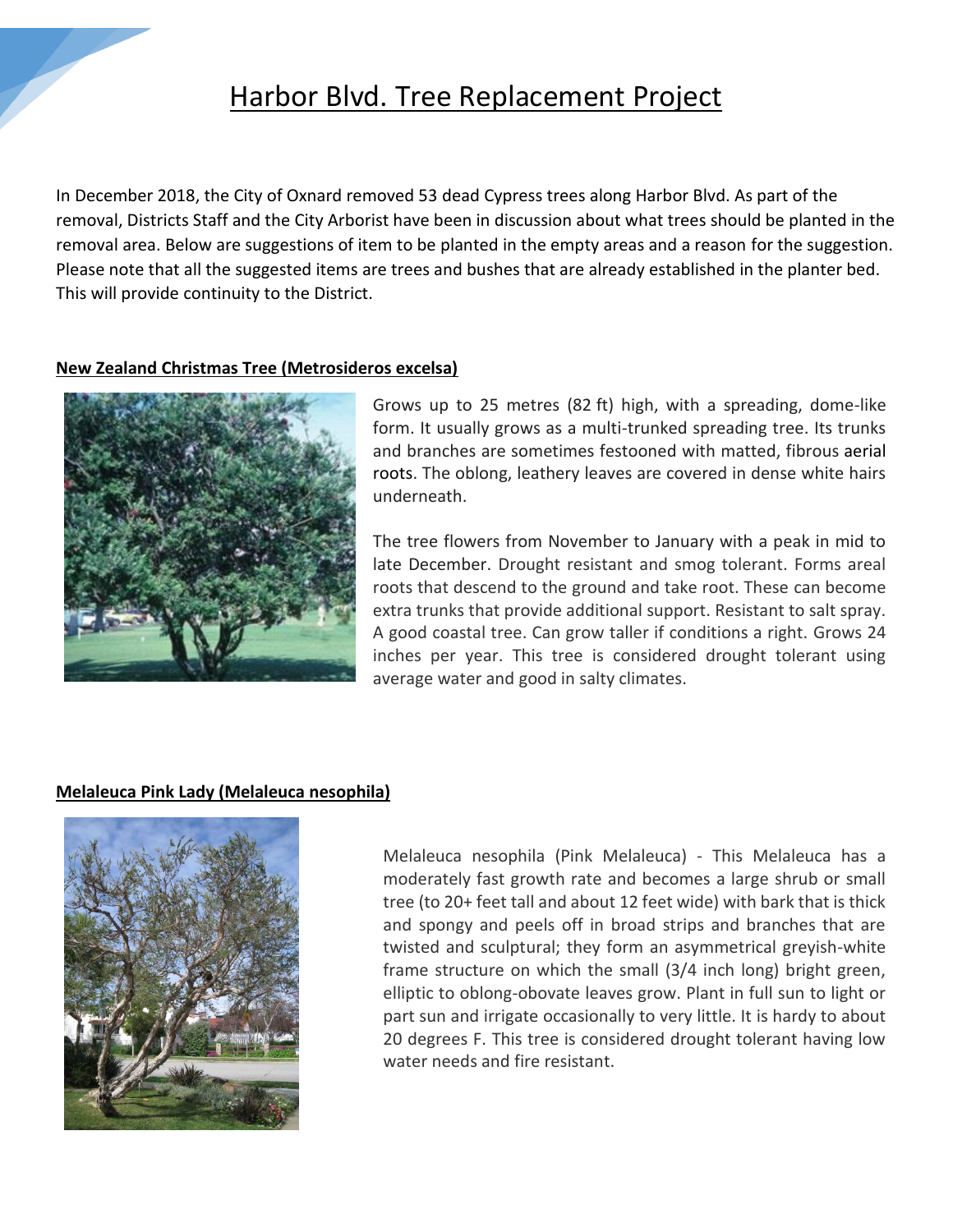# Harbor Blvd. Tree Replacement Project

In December 2018, the City of Oxnard removed 53 dead Cypress trees along Harbor Blvd. As part of the removal, Districts Staff and the City Arborist have been in discussion about what trees should be planted in the removal area. Below are suggestions of item to be planted in the empty areas and a reason for the suggestion. Please note that all the suggested items are trees and bushes that are already established in the planter bed. This will provide continuity to the District.

## New Zealand Christmas Tree (Metrosideros excelsa)

Grows up to 25 metres (82 ft) high, with a spreading, dome-like form. It usually grows as a multi-trunked spreading tree. Its trunks and branches are sometimes festooned with matted, fibrous aerial roots. The oblong, leathery leaves are covered in dense white hairs underneath.

The tree flowers from November to January with a peak in mid to late December. Drought resistant and smog tolerant. Forms areal roots that descend to the ground and take root. These can become extra trunks that provide additional support. Resistant to salt spray. A good coastal tree. Can grow taller if conditions a right. Grows 24 inches per year. This tree is considered drought tolerant using average water and good in salty climates.

## Melaleuca Pink Lady (Melaleuca nesophila)

Melaleuca nesophila (Pink Melaleuca) - This Melaleuca has a moderately fast growth rate and becomes a large shrub or small tree (to 20+ feet tall and about 12 feet wide) with bark that is thick and spongy and peels off in broad strips and branches that are twisted and sculptural; they form an asymmetrical greyish-white frame structure on which the small (3/4 inch long) bright green, elliptic to oblong-obovate leaves grow. Plant in full sun to light or part sun and irrigate occasionally to very little. It is hardy to about 20 degrees F. This tree is considered drought tolerant having low water needs and fire resistant.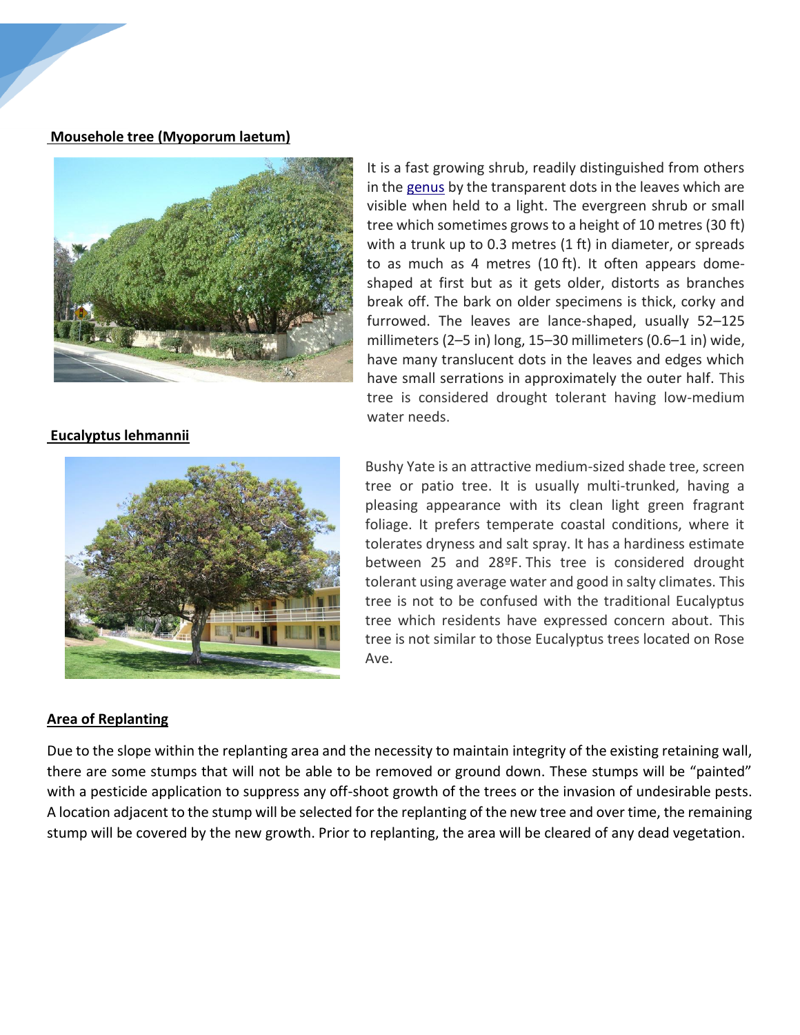**Mousehole tree (Myoporum laetum)**

It is a fast growing shrub, readily distinguished from others in the genus by the transparent dots in the leaves which are visible when held to a light. The evergreen shrub or small tree which sometimes grows to a height of 10 metres (30 ft) with a trunk up to 0.3 metres (1 ft) in diameter, or spreads to as much as 4 metres (10 ft). It often appears dome-shaped at first but as it gets older, distorts as branches break off. The bark on older specimens is thick, corky and furrowed. The leaves are lance-shaped, usually 52–125 millimeters (2–5 in) long, 15–30 millimeters (0.6–1 in) wide, have many translucent dots in the leaves and edges which have small serrations in approximately the outer half. This tree is considered drought tolerant having low-medium water needs.

**Eucalyptus lehmannii**

Bushy Yate is an attractive medium-sized shade tree, screen tree or patio tree. It is usually multi-trunked, having a pleasing appearance with its clean light green fragrant foliage. It prefers temperate coastal conditions, where it tolerates dryness and salt spray. It has a hardiness estimate between 25 and 28ºF. This tree is considered drought tolerant using average water and good in salty climates. This tree is not to be confused with the traditional Eucalyptus tree which residents have expressed concern about. This tree is not similar to those Eucalyptus trees located on Rose Ave.

**Area of Replanting**

Due to the slope within the replanting area and the necessity to maintain integrity of the existing retaining wall, there are some stumps that will not be able to be removed or ground down. These stumps will be "painted" with a pesticide application to suppress any off-shoot growth of the trees or the invasion of undesirable pests. A location adjacent to the stump will be selected for the replanting of the new tree and over time, the remaining stump will be covered by the new growth. Prior to replanting, the area will be cleared of any dead vegetation.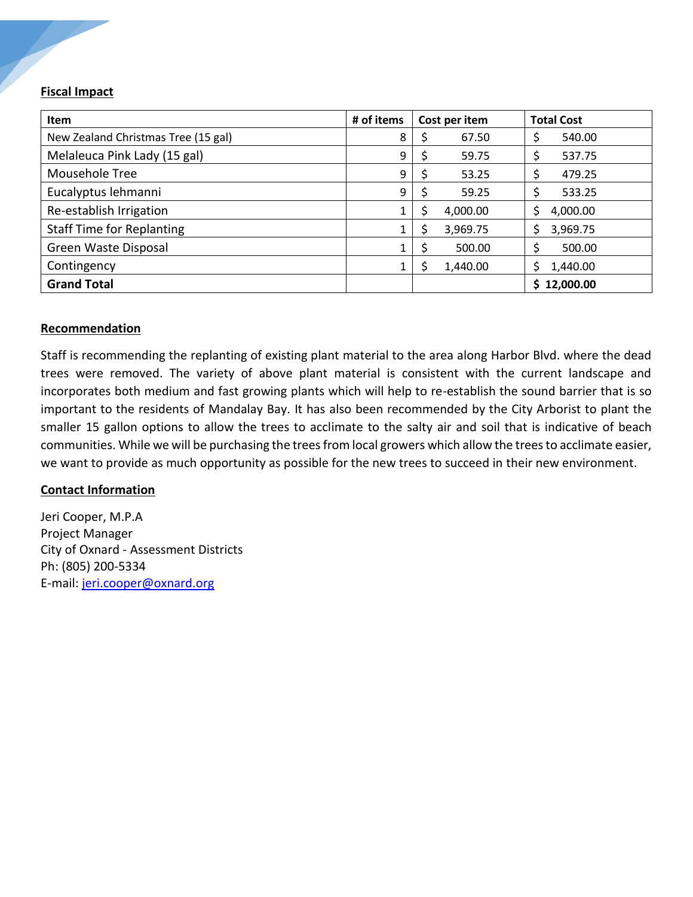**Fiscal Impact**

| Item | # of items | Cost per item | Total Cost |
|---|---|---|---|
| New Zealand Christmas Tree (15 gal) | 8 | $ 67.50 | $ 540.00 |
| Melaleuca Pink Lady (15 gal) | 9 | $ 59.75 | $ 537.75 |
| Mousehole Tree | 9 | $ 53.25 | $ 479.25 |
| Eucalyptus lehmanni | 9 | $ 59.25 | $ 533.25 |
| Re-establish Irrigation | 1 | $ 4,000.00 | $ 4,000.00 |
| Staff Time for Replanting | 1 | $ 3,969.75 | $ 3,969.75 |
| Green Waste Disposal | 1 | $ 500.00 | $ 500.00 |
| Contingency | 1 | $ 1,440.00 | $ 1,440.00 |
| **Grand Total** | | | **$ 12,000.00** |

**Recommendation**

Staff is recommending the replanting of existing plant material to the area along Harbor Blvd. where the dead trees were removed. The variety of above plant material is consistent with the current landscape and incorporates both medium and fast growing plants which will help to re-establish the sound barrier that is so important to the residents of Mandalay Bay. It has also been recommended by the City Arborist to plant the smaller 15 gallon options to allow the trees to acclimate to the salty air and soil that is indicative of beach communities. While we will be purchasing the trees from local growers which allow the trees to acclimate easier, we want to provide as much opportunity as possible for the new trees to succeed in their new environment.

**Contact Information**

Jeri Cooper, M.P.A
Project Manager
City of Oxnard - Assessment Districts
Ph: (805) 200-5334
E-mail: jeri.cooper@oxnard.org